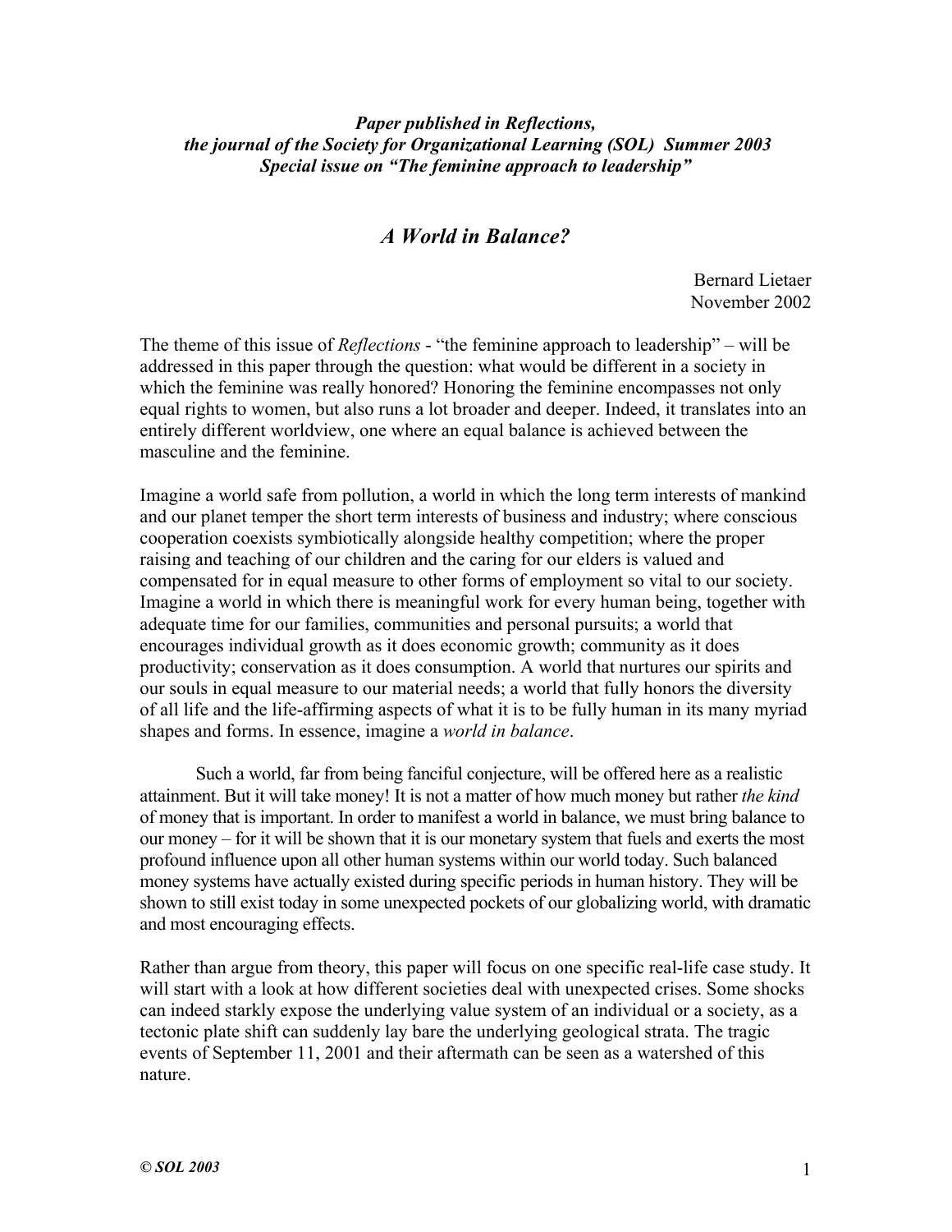***Paper published in Reflections, the journal of the Society for Organizational Learning (SOL) Summer 2003 Special issue on "The feminine approach to leadership"***

# *A World in Balance?*

Bernard Lietaer
November 2002

The theme of this issue of *Reflections* - "the feminine approach to leadership" – will be addressed in this paper through the question: what would be different in a society in which the feminine was really honored? Honoring the feminine encompasses not only equal rights to women, but also runs a lot broader and deeper. Indeed, it translates into an entirely different worldview, one where an equal balance is achieved between the masculine and the feminine.

Imagine a world safe from pollution, a world in which the long term interests of mankind and our planet temper the short term interests of business and industry; where conscious cooperation coexists symbiotically alongside healthy competition; where the proper raising and teaching of our children and the caring for our elders is valued and compensated for in equal measure to other forms of employment so vital to our society. Imagine a world in which there is meaningful work for every human being, together with adequate time for our families, communities and personal pursuits; a world that encourages individual growth as it does economic growth; community as it does productivity; conservation as it does consumption. A world that nurtures our spirits and our souls in equal measure to our material needs; a world that fully honors the diversity of all life and the life-affirming aspects of what it is to be fully human in its many myriad shapes and forms. In essence, imagine a *world in balance*.

Such a world, far from being fanciful conjecture, will be offered here as a realistic attainment. But it will take money! It is not a matter of how much money but rather *the kind* of money that is important. In order to manifest a world in balance, we must bring balance to our money – for it will be shown that it is our monetary system that fuels and exerts the most profound influence upon all other human systems within our world today. Such balanced money systems have actually existed during specific periods in human history. They will be shown to still exist today in some unexpected pockets of our globalizing world, with dramatic and most encouraging effects.

Rather than argue from theory, this paper will focus on one specific real-life case study. It will start with a look at how different societies deal with unexpected crises. Some shocks can indeed starkly expose the underlying value system of an individual or a society, as a tectonic plate shift can suddenly lay bare the underlying geological strata. The tragic events of September 11, 2001 and their aftermath can be seen as a watershed of this nature.

***© SOL 2003***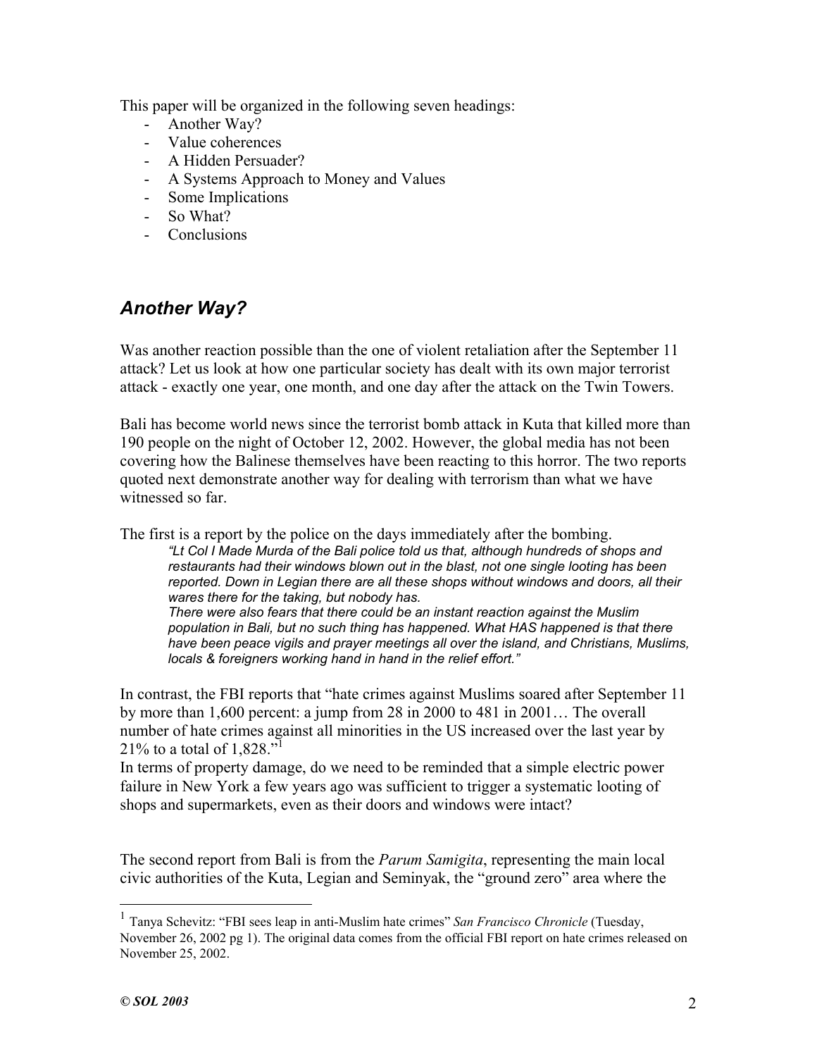This paper will be organized in the following seven headings:

- Another Way?
- Value coherences
- A Hidden Persuader?
- A Systems Approach to Money and Values
- Some Implications
- So What?
- Conclusions

## *Another Way?*

Was another reaction possible than the one of violent retaliation after the September 11 attack? Let us look at how one particular society has dealt with its own major terrorist attack - exactly one year, one month, and one day after the attack on the Twin Towers.

Bali has become world news since the terrorist bomb attack in Kuta that killed more than 190 people on the night of October 12, 2002. However, the global media has not been covering how the Balinese themselves have been reacting to this horror. The two reports quoted next demonstrate another way for dealing with terrorism than what we have witnessed so far.

The first is a report by the police on the days immediately after the bombing.

> *"Lt Col I Made Murda of the Bali police told us that, although hundreds of shops and restaurants had their windows blown out in the blast, not one single looting has been reported. Down in Legian there are all these shops without windows and doors, all their wares there for the taking, but nobody has.*
> *There were also fears that there could be an instant reaction against the Muslim population in Bali, but no such thing has happened. What HAS happened is that there have been peace vigils and prayer meetings all over the island, and Christians, Muslims, locals & foreigners working hand in hand in the relief effort."*

In contrast, the FBI reports that "hate crimes against Muslims soared after September 11 by more than 1,600 percent: a jump from 28 in 2000 to 481 in 2001… The overall number of hate crimes against all minorities in the US increased over the last year by 21% to a total of 1,828."[1]
In terms of property damage, do we need to be reminded that a simple electric power failure in New York a few years ago was sufficient to trigger a systematic looting of shops and supermarkets, even as their doors and windows were intact?

The second report from Bali is from the *Parum Samigita*, representing the main local civic authorities of the Kuta, Legian and Seminyak, the "ground zero" area where the

---

[1] Tanya Schevitz: "FBI sees leap in anti-Muslim hate crimes" *San Francisco Chronicle* (Tuesday, November 26, 2002 pg 1). The original data comes from the official FBI report on hate crimes released on November 25, 2002.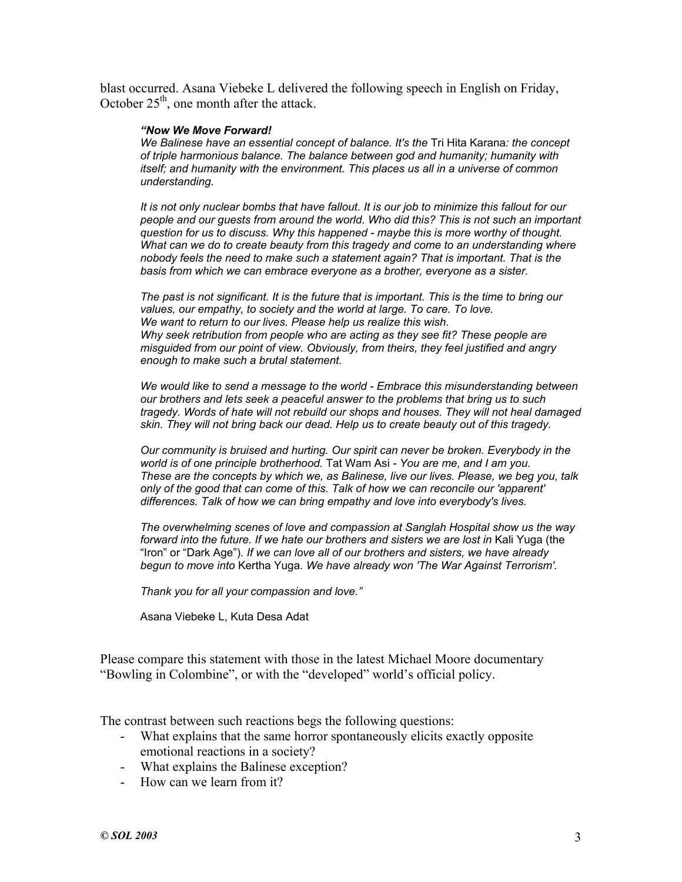blast occurred. Asana Viebeke L delivered the following speech in English on Friday, October 25th, one month after the attack.

> ***"Now We Move Forward!***
> *We Balinese have an essential concept of balance. It's the* Tri Hita Karana*: the concept of triple harmonious balance. The balance between god and humanity; humanity with itself; and humanity with the environment. This places us all in a universe of common understanding.*
>
> *It is not only nuclear bombs that have fallout. It is our job to minimize this fallout for our people and our guests from around the world. Who did this? This is not such an important question for us to discuss. Why this happened - maybe this is more worthy of thought. What can we do to create beauty from this tragedy and come to an understanding where nobody feels the need to make such a statement again? That is important. That is the basis from which we can embrace everyone as a brother, everyone as a sister.*
>
> *The past is not significant. It is the future that is important. This is the time to bring our values, our empathy, to society and the world at large. To care. To love.*
> *We want to return to our lives. Please help us realize this wish.*
> *Why seek retribution from people who are acting as they see fit? These people are misguided from our point of view. Obviously, from theirs, they feel justified and angry enough to make such a brutal statement.*
>
> *We would like to send a message to the world - Embrace this misunderstanding between our brothers and lets seek a peaceful answer to the problems that bring us to such tragedy. Words of hate will not rebuild our shops and houses. They will not heal damaged skin. They will not bring back our dead. Help us to create beauty out of this tragedy.*
>
> *Our community is bruised and hurting. Our spirit can never be broken. Everybody in the world is of one principle brotherhood.* Tat Wam Asi - *You are me, and I am you.*
> *These are the concepts by which we, as Balinese, live our lives. Please, we beg you, talk only of the good that can come of this. Talk of how we can reconcile our 'apparent' differences. Talk of how we can bring empathy and love into everybody's lives.*
>
> *The overwhelming scenes of love and compassion at Sanglah Hospital show us the way forward into the future. If we hate our brothers and sisters we are lost in* Kali Yuga (the "Iron" or "Dark Age")*. If we can love all of our brothers and sisters, we have already begun to move into* Kertha Yuga*. We have already won 'The War Against Terrorism'.*
>
> *Thank you for all your compassion and love."*
>
> Asana Viebeke L, Kuta Desa Adat

Please compare this statement with those in the latest Michael Moore documentary "Bowling in Colombine", or with the "developed" world's official policy.

The contrast between such reactions begs the following questions:

- What explains that the same horror spontaneously elicits exactly opposite emotional reactions in a society?
- What explains the Balinese exception?
- How can we learn from it?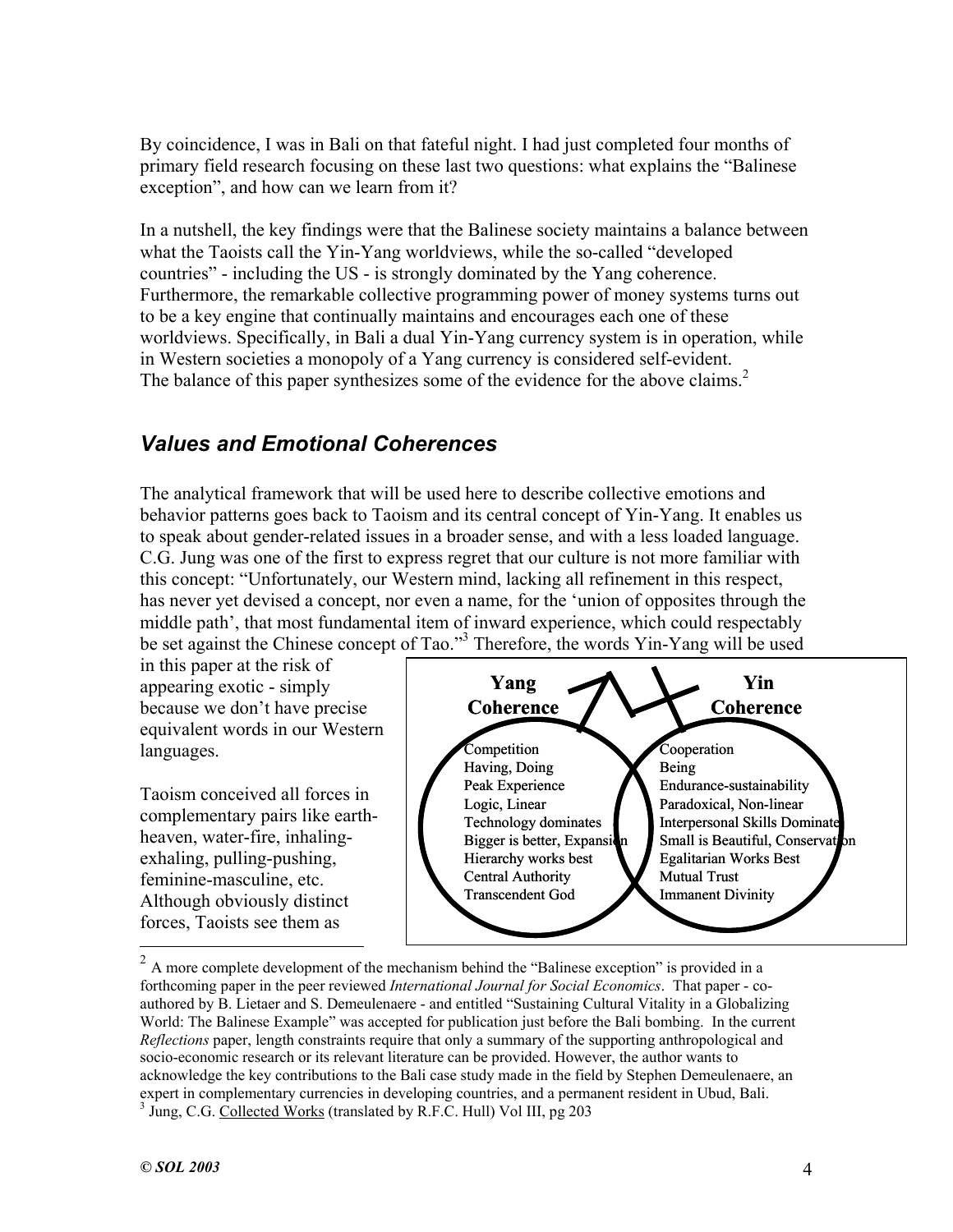By coincidence, I was in Bali on that fateful night. I had just completed four months of primary field research focusing on these last two questions: what explains the "Balinese exception", and how can we learn from it?

In a nutshell, the key findings were that the Balinese society maintains a balance between what the Taoists call the Yin-Yang worldviews, while the so-called "developed countries" - including the US - is strongly dominated by the Yang coherence. Furthermore, the remarkable collective programming power of money systems turns out to be a key engine that continually maintains and encourages each one of these worldviews. Specifically, in Bali a dual Yin-Yang currency system is in operation, while in Western societies a monopoly of a Yang currency is considered self-evident. The balance of this paper synthesizes some of the evidence for the above claims.[2]

## *Values and Emotional Coherences*

The analytical framework that will be used here to describe collective emotions and behavior patterns goes back to Taoism and its central concept of Yin-Yang. It enables us to speak about gender-related issues in a broader sense, and with a less loaded language. C.G. Jung was one of the first to express regret that our culture is not more familiar with this concept: "Unfortunately, our Western mind, lacking all refinement in this respect, has never yet devised a concept, nor even a name, for the 'union of opposites through the middle path', that most fundamental item of inward experience, which could respectably be set against the Chinese concept of Tao."[3] Therefore, the words Yin-Yang will be used in this paper at the risk of appearing exotic - simply because we don't have precise equivalent words in our Western languages.

Yang Coherence

Competition
Having, Doing
Peak Experience
Logic, Linear
Technology dominates
Bigger is better, Expansion
Hierarchy works best
Central Authority
Transcendent God

Yin Coherence

Cooperation
Being
Endurance-sustainability
Paradoxical, Non-linear
Interpersonal Skills Dominate
Small is Beautiful, Conservation
Egalitarian Works Best
Mutual Trust
Immanent Divinity

Taoism conceived all forces in complementary pairs like earth-heaven, water-fire, inhaling-exhaling, pulling-pushing, feminine-masculine, etc. Although obviously distinct forces, Taoists see them as

---

[2] A more complete development of the mechanism behind the "Balinese exception" is provided in a forthcoming paper in the peer reviewed *International Journal for Social Economics*. That paper - co-authored by B. Lietaer and S. Demeulenaere - and entitled "Sustaining Cultural Vitality in a Globalizing World: The Balinese Example" was accepted for publication just before the Bali bombing. In the current *Reflections* paper, length constraints require that only a summary of the supporting anthropological and socio-economic research or its relevant literature can be provided. However, the author wants to acknowledge the key contributions to the Bali case study made in the field by Stephen Demeulenaere, an expert in complementary currencies in developing countries, and a permanent resident in Ubud, Bali.

[3] Jung, C.G. Collected Works (translated by R.F.C. Hull) Vol III, pg 203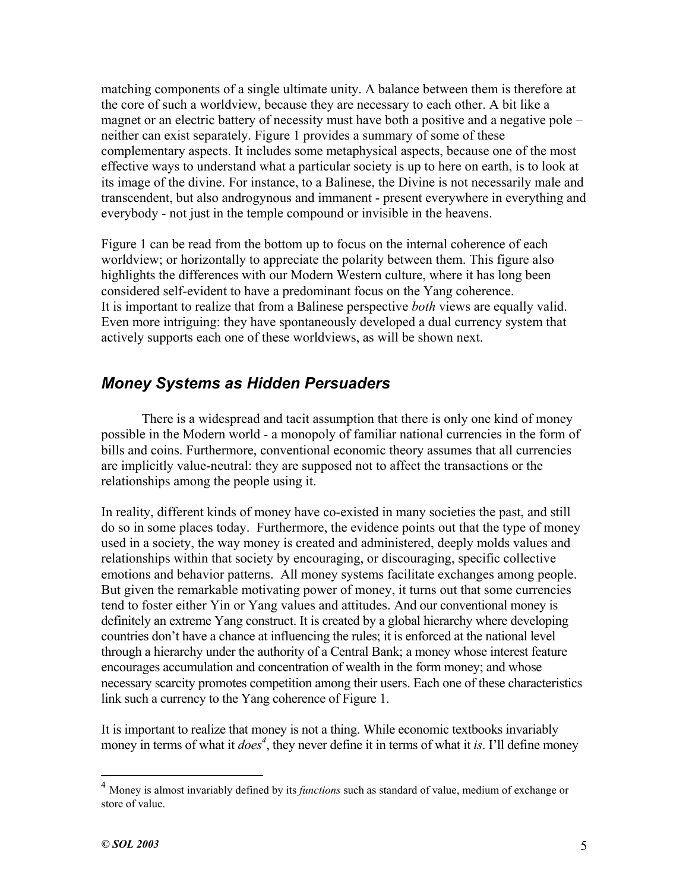matching components of a single ultimate unity. A balance between them is therefore at the core of such a worldview, because they are necessary to each other. A bit like a magnet or an electric battery of necessity must have both a positive and a negative pole – neither can exist separately. Figure 1 provides a summary of some of these complementary aspects. It includes some metaphysical aspects, because one of the most effective ways to understand what a particular society is up to here on earth, is to look at its image of the divine. For instance, to a Balinese, the Divine is not necessarily male and transcendent, but also androgynous and immanent - present everywhere in everything and everybody - not just in the temple compound or invisible in the heavens.

Figure 1 can be read from the bottom up to focus on the internal coherence of each worldview; or horizontally to appreciate the polarity between them. This figure also highlights the differences with our Modern Western culture, where it has long been considered self-evident to have a predominant focus on the Yang coherence.
It is important to realize that from a Balinese perspective *both* views are equally valid. Even more intriguing: they have spontaneously developed a dual currency system that actively supports each one of these worldviews, as will be shown next.

## *Money Systems as Hidden Persuaders*

There is a widespread and tacit assumption that there is only one kind of money possible in the Modern world - a monopoly of familiar national currencies in the form of bills and coins. Furthermore, conventional economic theory assumes that all currencies are implicitly value-neutral: they are supposed not to affect the transactions or the relationships among the people using it.

In reality, different kinds of money have co-existed in many societies the past, and still do so in some places today. Furthermore, the evidence points out that the type of money used in a society, the way money is created and administered, deeply molds values and relationships within that society by encouraging, or discouraging, specific collective emotions and behavior patterns. All money systems facilitate exchanges among people. But given the remarkable motivating power of money, it turns out that some currencies tend to foster either Yin or Yang values and attitudes. And our conventional money is definitely an extreme Yang construct. It is created by a global hierarchy where developing countries don't have a chance at influencing the rules; it is enforced at the national level through a hierarchy under the authority of a Central Bank; a money whose interest feature encourages accumulation and concentration of wealth in the form money; and whose necessary scarcity promotes competition among their users. Each one of these characteristics link such a currency to the Yang coherence of Figure 1.

It is important to realize that money is not a thing. While economic textbooks invariably money in terms of what it *does*[4], they never define it in terms of what it *is*. I'll define money

---

[4] Money is almost invariably defined by its *functions* such as standard of value, medium of exchange or store of value.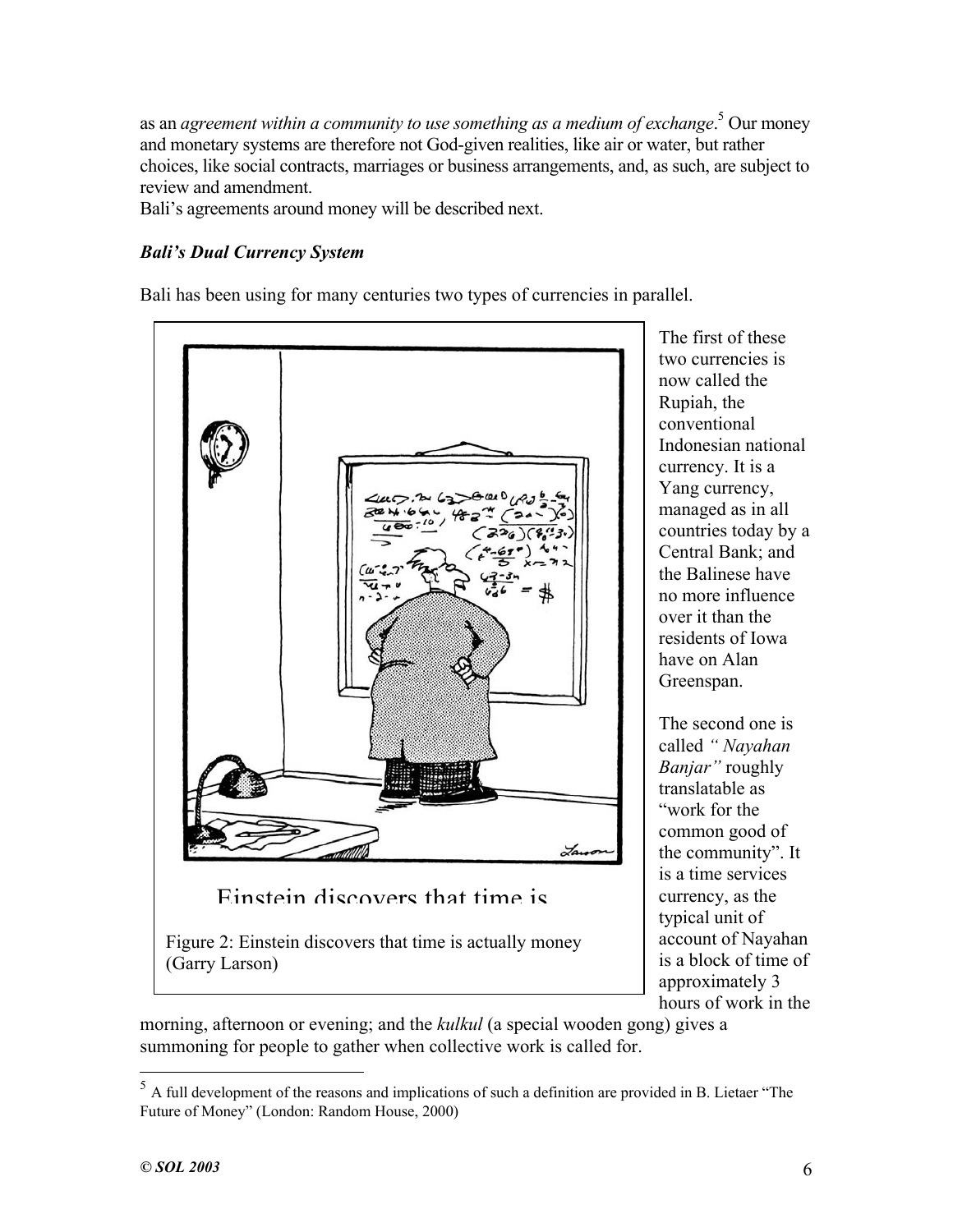as an *agreement within a community to use something as a medium of exchange*.[5] Our money and monetary systems are therefore not God-given realities, like air or water, but rather choices, like social contracts, marriages or business arrangements, and, as such, are subject to review and amendment.

Bali's agreements around money will be described next.

### *Bali's Dual Currency System*

Bali has been using for many centuries two types of currencies in parallel.

Einstein discovers that time is

Figure 2: Einstein discovers that time is actually money (Garry Larson)

The first of these two currencies is now called the Rupiah, the conventional Indonesian national currency. It is a Yang currency, managed as in all countries today by a Central Bank; and the Balinese have no more influence over it than the residents of Iowa have on Alan Greenspan.

The second one is called *" Nayahan Banjar"* roughly translatable as "work for the common good of the community". It is a time services currency, as the typical unit of account of Nayahan is a block of time of approximately 3 hours of work in the morning, afternoon or evening; and the *kulkul* (a special wooden gong) gives a summoning for people to gather when collective work is called for.

---

[5] A full development of the reasons and implications of such a definition are provided in B. Lietaer "The Future of Money" (London: Random House, 2000)

**© SOL 2003**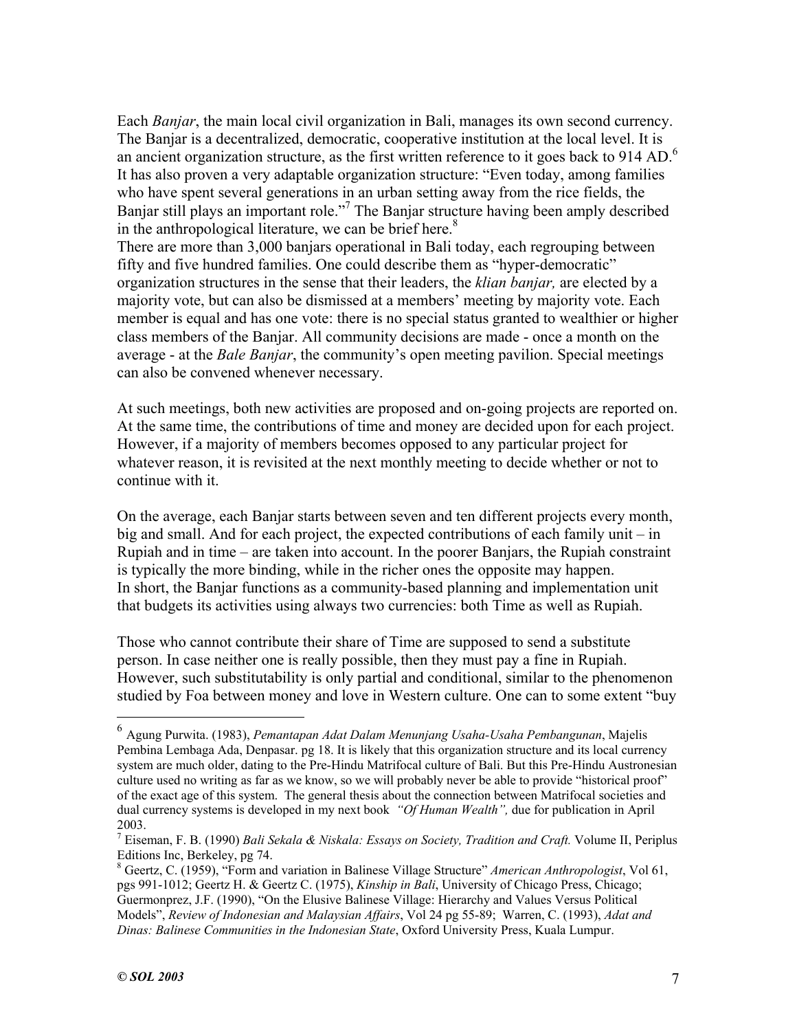Each *Banjar*, the main local civil organization in Bali, manages its own second currency. The Banjar is a decentralized, democratic, cooperative institution at the local level. It is an ancient organization structure, as the first written reference to it goes back to 914 AD.[6] It has also proven a very adaptable organization structure: "Even today, among families who have spent several generations in an urban setting away from the rice fields, the Banjar still plays an important role."[7] The Banjar structure having been amply described in the anthropological literature, we can be brief here.[8]

There are more than 3,000 banjars operational in Bali today, each regrouping between fifty and five hundred families. One could describe them as "hyper-democratic" organization structures in the sense that their leaders, the *klian banjar,* are elected by a majority vote, but can also be dismissed at a members' meeting by majority vote. Each member is equal and has one vote: there is no special status granted to wealthier or higher class members of the Banjar. All community decisions are made - once a month on the average - at the *Bale Banjar*, the community's open meeting pavilion. Special meetings can also be convened whenever necessary.

At such meetings, both new activities are proposed and on-going projects are reported on. At the same time, the contributions of time and money are decided upon for each project. However, if a majority of members becomes opposed to any particular project for whatever reason, it is revisited at the next monthly meeting to decide whether or not to continue with it.

On the average, each Banjar starts between seven and ten different projects every month, big and small. And for each project, the expected contributions of each family unit – in Rupiah and in time – are taken into account. In the poorer Banjars, the Rupiah constraint is typically the more binding, while in the richer ones the opposite may happen. In short, the Banjar functions as a community-based planning and implementation unit that budgets its activities using always two currencies: both Time as well as Rupiah.

Those who cannot contribute their share of Time are supposed to send a substitute person. In case neither one is really possible, then they must pay a fine in Rupiah. However, such substitutability is only partial and conditional, similar to the phenomenon studied by Foa between money and love in Western culture. One can to some extent "buy

---

[6] Agung Purwita. (1983), *Pemantapan Adat Dalam Menunjang Usaha-Usaha Pembangunan*, Majelis Pembina Lembaga Ada, Denpasar. pg 18. It is likely that this organization structure and its local currency system are much older, dating to the Pre-Hindu Matrifocal culture of Bali. But this Pre-Hindu Austronesian culture used no writing as far as we know, so we will probably never be able to provide "historical proof" of the exact age of this system. The general thesis about the connection between Matrifocal societies and dual currency systems is developed in my next book *"Of Human Wealth",* due for publication in April 2003.

[7] Eiseman, F. B. (1990) *Bali Sekala & Niskala: Essays on Society, Tradition and Craft.* Volume II, Periplus Editions Inc, Berkeley, pg 74.

[8] Geertz, C. (1959), "Form and variation in Balinese Village Structure" *American Anthropologist*, Vol 61, pgs 991-1012; Geertz H. & Geertz C. (1975), *Kinship in Bali*, University of Chicago Press, Chicago; Guermonprez, J.F. (1990), "On the Elusive Balinese Village: Hierarchy and Values Versus Political Models", *Review of Indonesian and Malaysian Affairs*, Vol 24 pg 55-89; Warren, C. (1993), *Adat and Dinas: Balinese Communities in the Indonesian State*, Oxford University Press, Kuala Lumpur.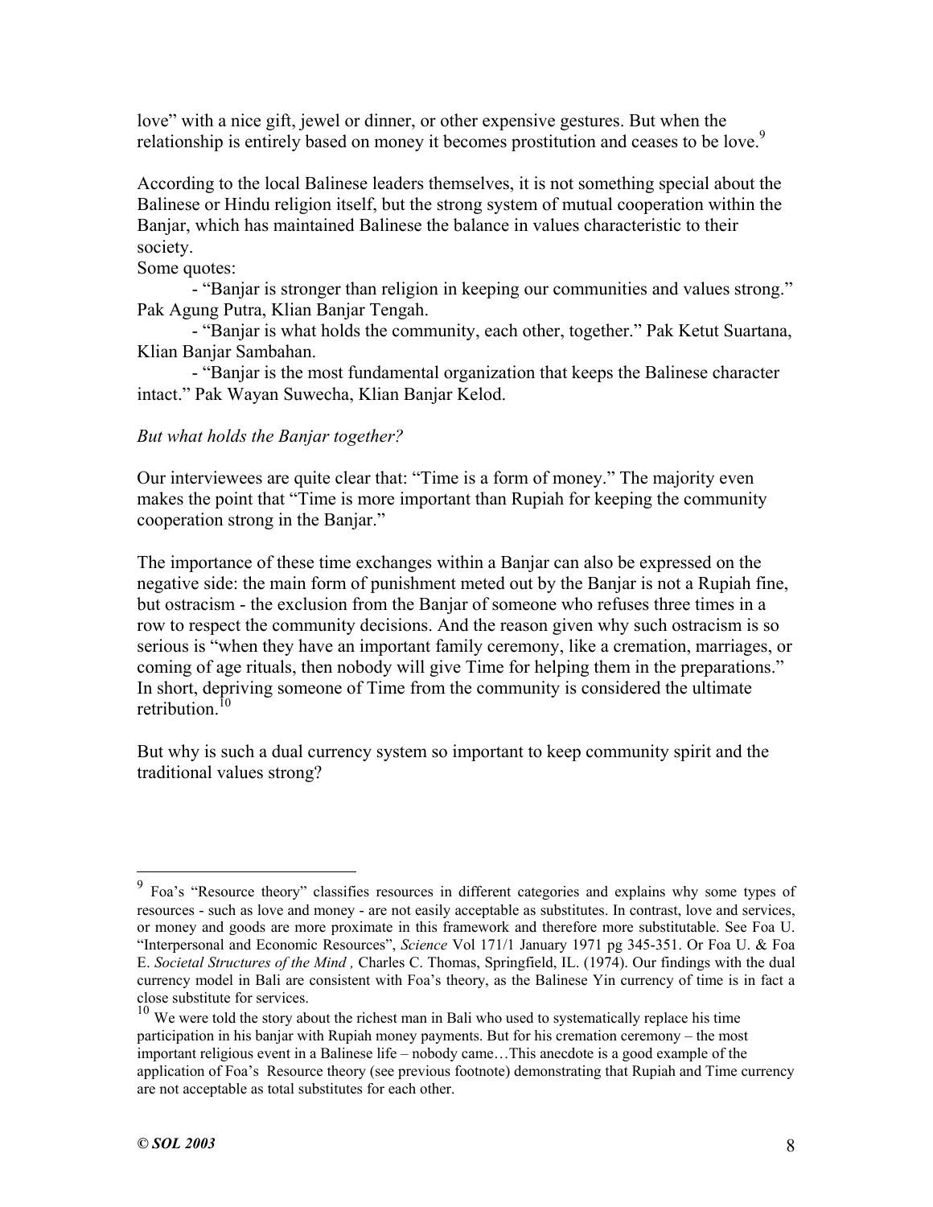love" with a nice gift, jewel or dinner, or other expensive gestures. But when the relationship is entirely based on money it becomes prostitution and ceases to be love.[9]

According to the local Balinese leaders themselves, it is not something special about the Balinese or Hindu religion itself, but the strong system of mutual cooperation within the Banjar, which has maintained Balinese the balance in values characteristic to their society.

Some quotes:

- "Banjar is stronger than religion in keeping our communities and values strong." Pak Agung Putra, Klian Banjar Tengah.
- "Banjar is what holds the community, each other, together." Pak Ketut Suartana, Klian Banjar Sambahan.
- "Banjar is the most fundamental organization that keeps the Balinese character intact." Pak Wayan Suwecha, Klian Banjar Kelod.

*But what holds the Banjar together?*

Our interviewees are quite clear that: "Time is a form of money." The majority even makes the point that "Time is more important than Rupiah for keeping the community cooperation strong in the Banjar."

The importance of these time exchanges within a Banjar can also be expressed on the negative side: the main form of punishment meted out by the Banjar is not a Rupiah fine, but ostracism - the exclusion from the Banjar of someone who refuses three times in a row to respect the community decisions. And the reason given why such ostracism is so serious is "when they have an important family ceremony, like a cremation, marriages, or coming of age rituals, then nobody will give Time for helping them in the preparations." In short, depriving someone of Time from the community is considered the ultimate retribution.[10]

But why is such a dual currency system so important to keep community spirit and the traditional values strong?

---

[9] Foa's "Resource theory" classifies resources in different categories and explains why some types of resources - such as love and money - are not easily acceptable as substitutes. In contrast, love and services, or money and goods are more proximate in this framework and therefore more substitutable. See Foa U. "Interpersonal and Economic Resources", *Science* Vol 171/1 January 1971 pg 345-351. Or Foa U. & Foa E. *Societal Structures of the Mind ,* Charles C. Thomas, Springfield, IL. (1974). Our findings with the dual currency model in Bali are consistent with Foa's theory, as the Balinese Yin currency of time is in fact a close substitute for services.

[10] We were told the story about the richest man in Bali who used to systematically replace his time participation in his banjar with Rupiah money payments. But for his cremation ceremony – the most important religious event in a Balinese life – nobody came…This anecdote is a good example of the application of Foa's Resource theory (see previous footnote) demonstrating that Rupiah and Time currency are not acceptable as total substitutes for each other.

*© SOL 2003*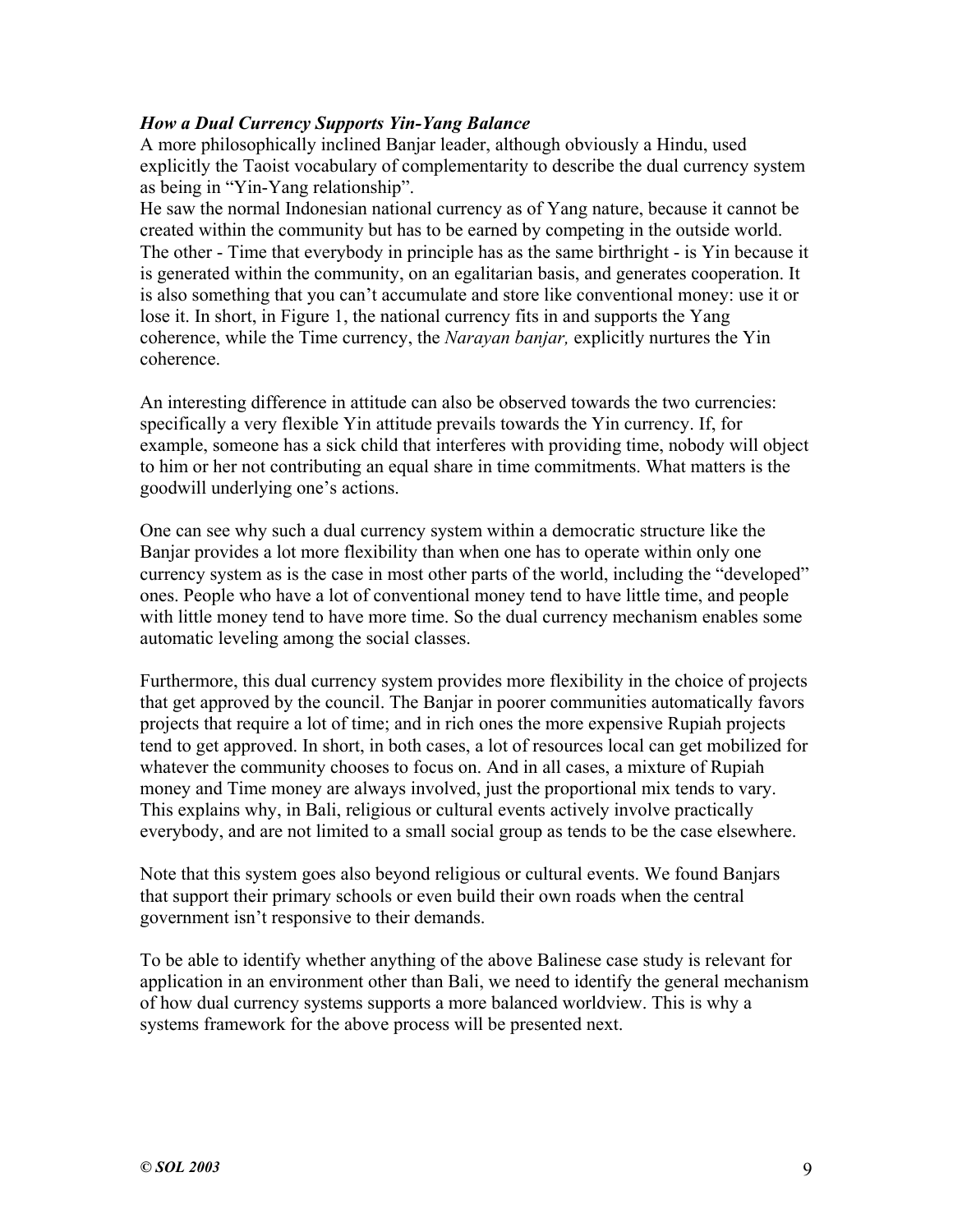### *How a Dual Currency Supports Yin-Yang Balance*

A more philosophically inclined Banjar leader, although obviously a Hindu, used explicitly the Taoist vocabulary of complementarity to describe the dual currency system as being in "Yin-Yang relationship".

He saw the normal Indonesian national currency as of Yang nature, because it cannot be created within the community but has to be earned by competing in the outside world. The other - Time that everybody in principle has as the same birthright - is Yin because it is generated within the community, on an egalitarian basis, and generates cooperation. It is also something that you can't accumulate and store like conventional money: use it or lose it. In short, in Figure 1, the national currency fits in and supports the Yang coherence, while the Time currency, the *Narayan banjar,* explicitly nurtures the Yin coherence.

An interesting difference in attitude can also be observed towards the two currencies: specifically a very flexible Yin attitude prevails towards the Yin currency. If, for example, someone has a sick child that interferes with providing time, nobody will object to him or her not contributing an equal share in time commitments. What matters is the goodwill underlying one's actions.

One can see why such a dual currency system within a democratic structure like the Banjar provides a lot more flexibility than when one has to operate within only one currency system as is the case in most other parts of the world, including the "developed" ones. People who have a lot of conventional money tend to have little time, and people with little money tend to have more time. So the dual currency mechanism enables some automatic leveling among the social classes.

Furthermore, this dual currency system provides more flexibility in the choice of projects that get approved by the council. The Banjar in poorer communities automatically favors projects that require a lot of time; and in rich ones the more expensive Rupiah projects tend to get approved. In short, in both cases, a lot of resources local can get mobilized for whatever the community chooses to focus on. And in all cases, a mixture of Rupiah money and Time money are always involved, just the proportional mix tends to vary. This explains why, in Bali, religious or cultural events actively involve practically everybody, and are not limited to a small social group as tends to be the case elsewhere.

Note that this system goes also beyond religious or cultural events. We found Banjars that support their primary schools or even build their own roads when the central government isn't responsive to their demands.

To be able to identify whether anything of the above Balinese case study is relevant for application in an environment other than Bali, we need to identify the general mechanism of how dual currency systems supports a more balanced worldview. This is why a systems framework for the above process will be presented next.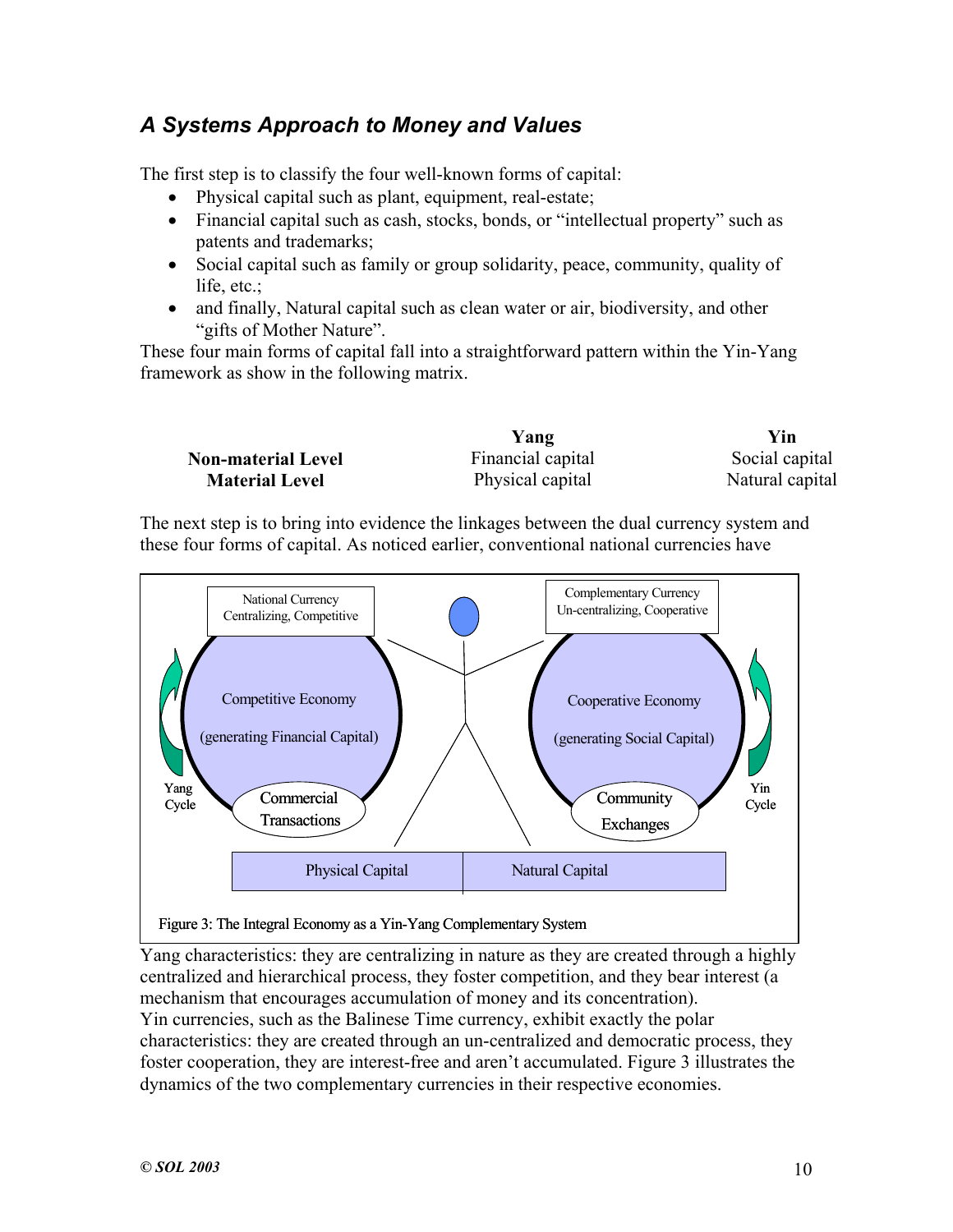### *A Systems Approach to Money and Values*

The first step is to classify the four well-known forms of capital:

- Physical capital such as plant, equipment, real-estate;
- Financial capital such as cash, stocks, bonds, or "intellectual property" such as patents and trademarks;
- Social capital such as family or group solidarity, peace, community, quality of life, etc.;
- and finally, Natural capital such as clean water or air, biodiversity, and other "gifts of Mother Nature".

These four main forms of capital fall into a straightforward pattern within the Yin-Yang framework as show in the following matrix.

| | Yang | Yin |
|---|---|---|
| **Non-material Level** | Financial capital | Social capital |
| **Material Level** | Physical capital | Natural capital |

The next step is to bring into evidence the linkages between the dual currency system and these four forms of capital. As noticed earlier, conventional national currencies have

National Currency
Centralizing, Competitive

Complementary Currency
Un-centralizing, Cooperative

Competitive Economy
(generating Financial Capital)

Cooperative Economy
(generating Social Capital)

Yang Cycle

Yin Cycle

Commercial Transactions

Community Exchanges

Physical Capital

Natural Capital

Figure 3: The Integral Economy as a Yin-Yang Complementary System

Yang characteristics: they are centralizing in nature as they are created through a highly centralized and hierarchical process, they foster competition, and they bear interest (a mechanism that encourages accumulation of money and its concentration).
Yin currencies, such as the Balinese Time currency, exhibit exactly the polar characteristics: they are created through an un-centralized and democratic process, they foster cooperation, they are interest-free and aren't accumulated. Figure 3 illustrates the dynamics of the two complementary currencies in their respective economies.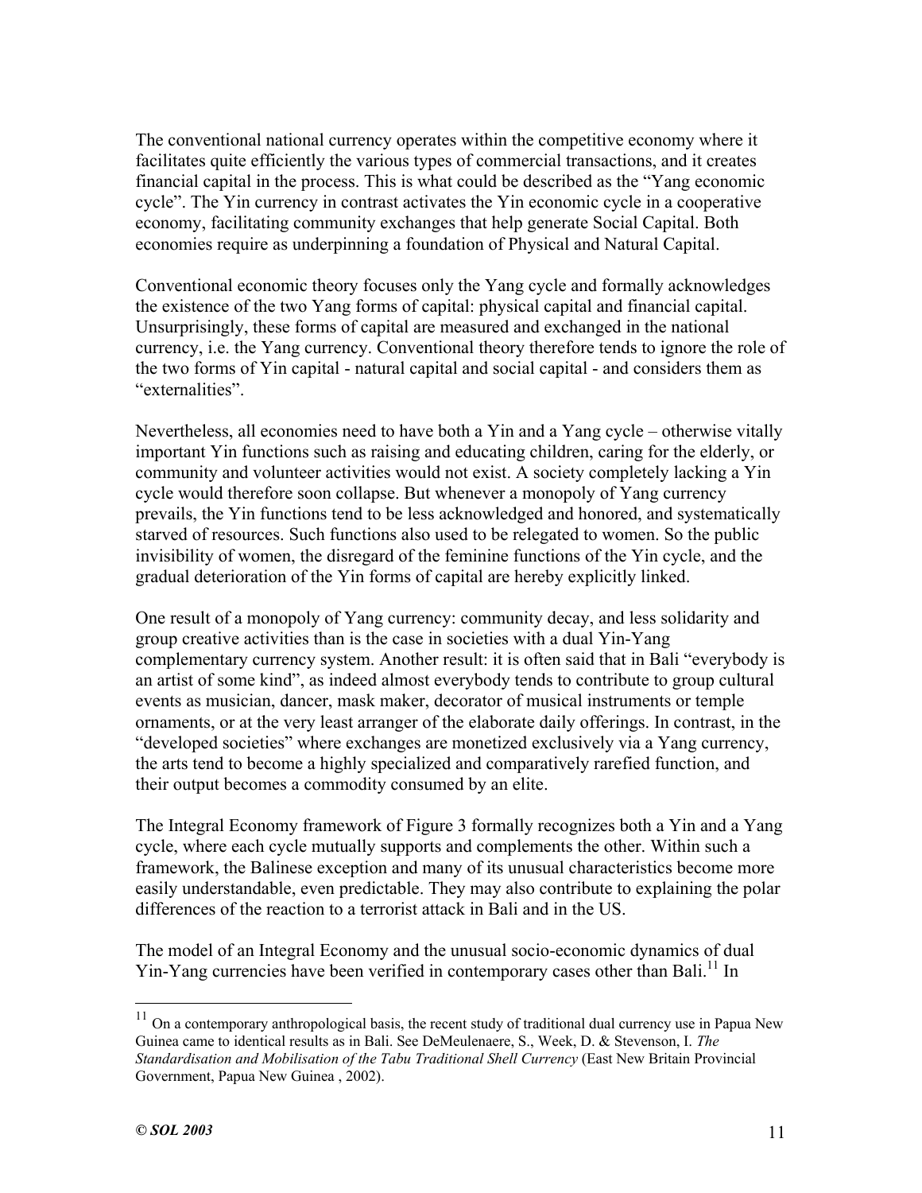The conventional national currency operates within the competitive economy where it facilitates quite efficiently the various types of commercial transactions, and it creates financial capital in the process. This is what could be described as the "Yang economic cycle". The Yin currency in contrast activates the Yin economic cycle in a cooperative economy, facilitating community exchanges that help generate Social Capital. Both economies require as underpinning a foundation of Physical and Natural Capital.

Conventional economic theory focuses only the Yang cycle and formally acknowledges the existence of the two Yang forms of capital: physical capital and financial capital. Unsurprisingly, these forms of capital are measured and exchanged in the national currency, i.e. the Yang currency. Conventional theory therefore tends to ignore the role of the two forms of Yin capital - natural capital and social capital - and considers them as "externalities".

Nevertheless, all economies need to have both a Yin and a Yang cycle – otherwise vitally important Yin functions such as raising and educating children, caring for the elderly, or community and volunteer activities would not exist. A society completely lacking a Yin cycle would therefore soon collapse. But whenever a monopoly of Yang currency prevails, the Yin functions tend to be less acknowledged and honored, and systematically starved of resources. Such functions also used to be relegated to women. So the public invisibility of women, the disregard of the feminine functions of the Yin cycle, and the gradual deterioration of the Yin forms of capital are hereby explicitly linked.

One result of a monopoly of Yang currency: community decay, and less solidarity and group creative activities than is the case in societies with a dual Yin-Yang complementary currency system. Another result: it is often said that in Bali "everybody is an artist of some kind", as indeed almost everybody tends to contribute to group cultural events as musician, dancer, mask maker, decorator of musical instruments or temple ornaments, or at the very least arranger of the elaborate daily offerings. In contrast, in the "developed societies" where exchanges are monetized exclusively via a Yang currency, the arts tend to become a highly specialized and comparatively rarefied function, and their output becomes a commodity consumed by an elite.

The Integral Economy framework of Figure 3 formally recognizes both a Yin and a Yang cycle, where each cycle mutually supports and complements the other. Within such a framework, the Balinese exception and many of its unusual characteristics become more easily understandable, even predictable. They may also contribute to explaining the polar differences of the reaction to a terrorist attack in Bali and in the US.

The model of an Integral Economy and the unusual socio-economic dynamics of dual Yin-Yang currencies have been verified in contemporary cases other than Bali.[11] In

[11] On a contemporary anthropological basis, the recent study of traditional dual currency use in Papua New Guinea came to identical results as in Bali. See DeMeulenaere, S., Week, D. & Stevenson, I. *The Standardisation and Mobilisation of the Tabu Traditional Shell Currency* (East New Britain Provincial Government, Papua New Guinea , 2002).

***© SOL 2003***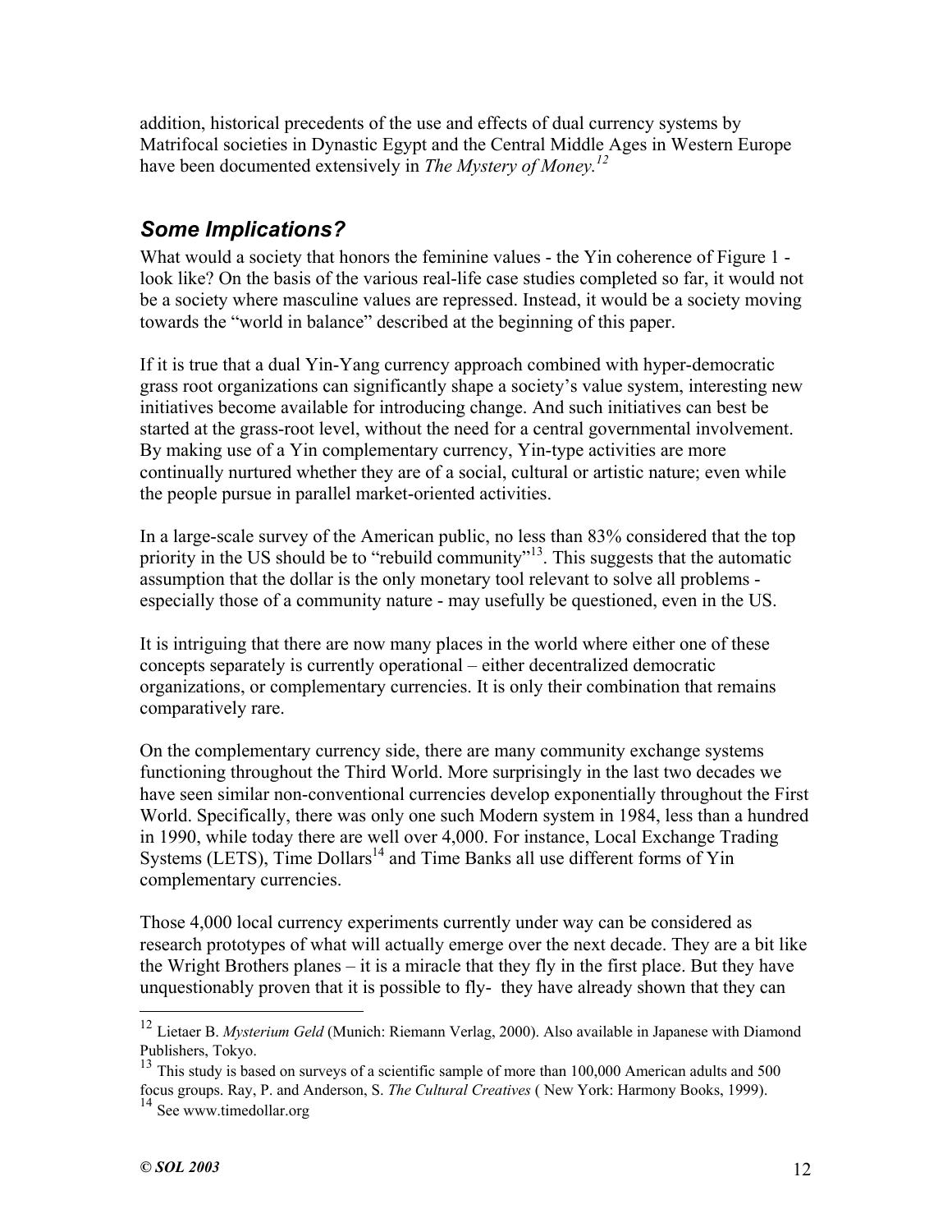addition, historical precedents of the use and effects of dual currency systems by Matrifocal societies in Dynastic Egypt and the Central Middle Ages in Western Europe have been documented extensively in *The Mystery of Money.*[12]

## *Some Implications?*

What would a society that honors the feminine values - the Yin coherence of Figure 1 - look like? On the basis of the various real-life case studies completed so far, it would not be a society where masculine values are repressed. Instead, it would be a society moving towards the "world in balance" described at the beginning of this paper.

If it is true that a dual Yin-Yang currency approach combined with hyper-democratic grass root organizations can significantly shape a society's value system, interesting new initiatives become available for introducing change. And such initiatives can best be started at the grass-root level, without the need for a central governmental involvement. By making use of a Yin complementary currency, Yin-type activities are more continually nurtured whether they are of a social, cultural or artistic nature; even while the people pursue in parallel market-oriented activities.

In a large-scale survey of the American public, no less than 83% considered that the top priority in the US should be to "rebuild community"[13]. This suggests that the automatic assumption that the dollar is the only monetary tool relevant to solve all problems - especially those of a community nature - may usefully be questioned, even in the US.

It is intriguing that there are now many places in the world where either one of these concepts separately is currently operational – either decentralized democratic organizations, or complementary currencies. It is only their combination that remains comparatively rare.

On the complementary currency side, there are many community exchange systems functioning throughout the Third World. More surprisingly in the last two decades we have seen similar non-conventional currencies develop exponentially throughout the First World. Specifically, there was only one such Modern system in 1984, less than a hundred in 1990, while today there are well over 4,000. For instance, Local Exchange Trading Systems (LETS), Time Dollars[14] and Time Banks all use different forms of Yin complementary currencies.

Those 4,000 local currency experiments currently under way can be considered as research prototypes of what will actually emerge over the next decade. They are a bit like the Wright Brothers planes – it is a miracle that they fly in the first place. But they have unquestionably proven that it is possible to fly- they have already shown that they can

---

[12] Lietaer B. *Mysterium Geld* (Munich: Riemann Verlag, 2000). Also available in Japanese with Diamond Publishers, Tokyo.

[13] This study is based on surveys of a scientific sample of more than 100,000 American adults and 500 focus groups. Ray, P. and Anderson, S. *The Cultural Creatives* ( New York: Harmony Books, 1999).

[14] See www.timedollar.org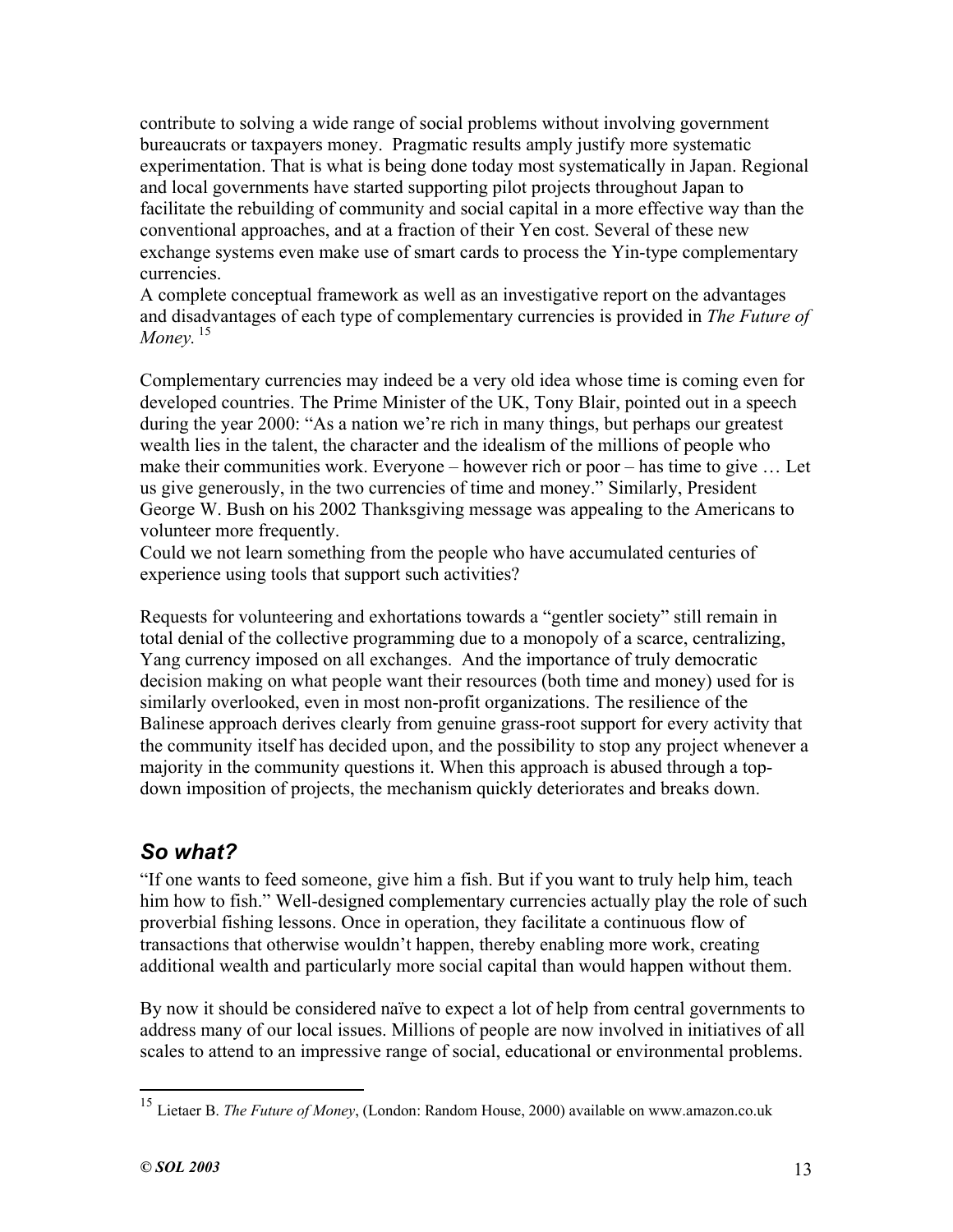contribute to solving a wide range of social problems without involving government bureaucrats or taxpayers money. Pragmatic results amply justify more systematic experimentation. That is what is being done today most systematically in Japan. Regional and local governments have started supporting pilot projects throughout Japan to facilitate the rebuilding of community and social capital in a more effective way than the conventional approaches, and at a fraction of their Yen cost. Several of these new exchange systems even make use of smart cards to process the Yin-type complementary currencies.
A complete conceptual framework as well as an investigative report on the advantages and disadvantages of each type of complementary currencies is provided in *The Future of Money*.[15]

Complementary currencies may indeed be a very old idea whose time is coming even for developed countries. The Prime Minister of the UK, Tony Blair, pointed out in a speech during the year 2000: "As a nation we're rich in many things, but perhaps our greatest wealth lies in the talent, the character and the idealism of the millions of people who make their communities work. Everyone – however rich or poor – has time to give … Let us give generously, in the two currencies of time and money." Similarly, President George W. Bush on his 2002 Thanksgiving message was appealing to the Americans to volunteer more frequently.
Could we not learn something from the people who have accumulated centuries of experience using tools that support such activities?

Requests for volunteering and exhortations towards a "gentler society" still remain in total denial of the collective programming due to a monopoly of a scarce, centralizing, Yang currency imposed on all exchanges. And the importance of truly democratic decision making on what people want their resources (both time and money) used for is similarly overlooked, even in most non-profit organizations. The resilience of the Balinese approach derives clearly from genuine grass-root support for every activity that the community itself has decided upon, and the possibility to stop any project whenever a majority in the community questions it. When this approach is abused through a top-down imposition of projects, the mechanism quickly deteriorates and breaks down.

## So what?

"If one wants to feed someone, give him a fish. But if you want to truly help him, teach him how to fish." Well-designed complementary currencies actually play the role of such proverbial fishing lessons. Once in operation, they facilitate a continuous flow of transactions that otherwise wouldn't happen, thereby enabling more work, creating additional wealth and particularly more social capital than would happen without them.

By now it should be considered naïve to expect a lot of help from central governments to address many of our local issues. Millions of people are now involved in initiatives of all scales to attend to an impressive range of social, educational or environmental problems.

---

[15] Lietaer B. *The Future of Money*, (London: Random House, 2000) available on www.amazon.co.uk

© SOL 2003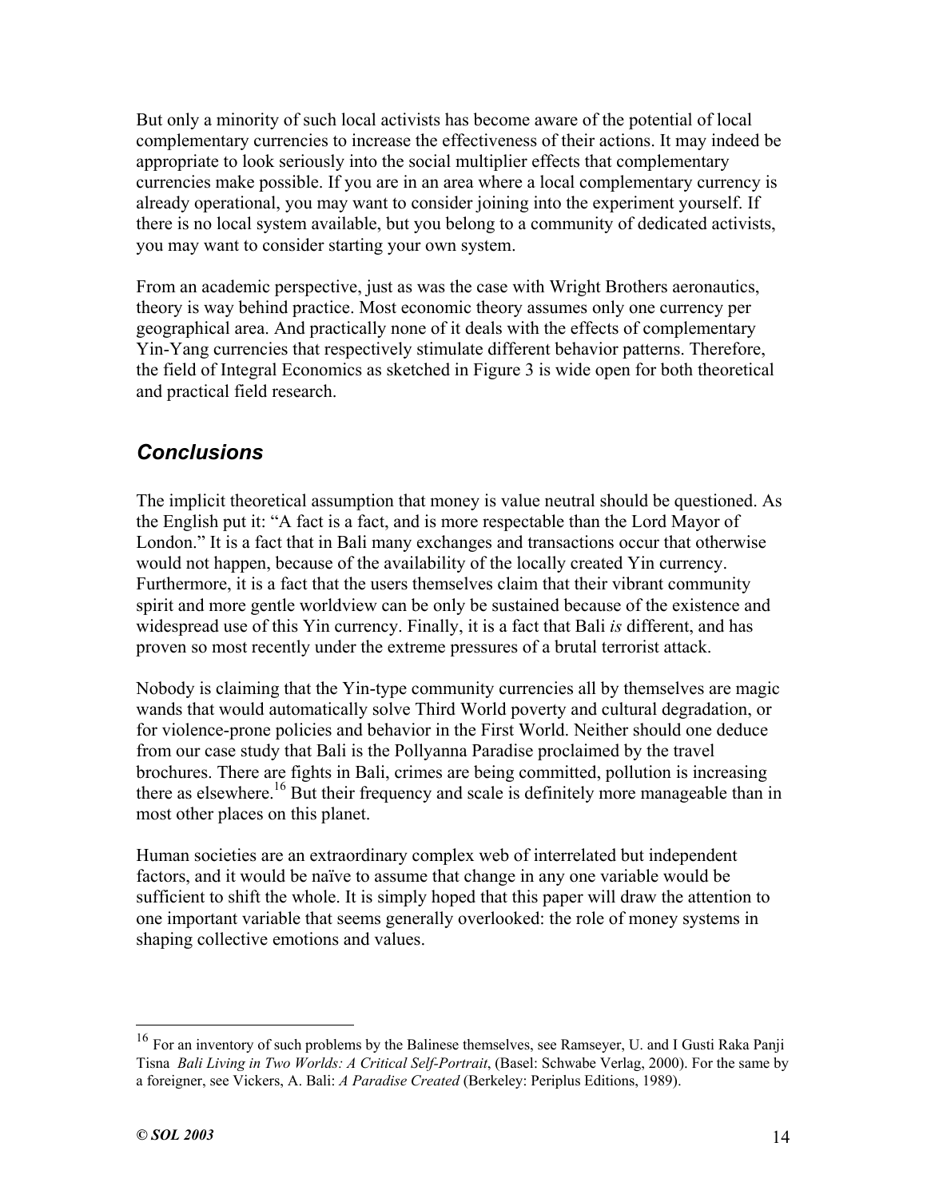But only a minority of such local activists has become aware of the potential of local complementary currencies to increase the effectiveness of their actions. It may indeed be appropriate to look seriously into the social multiplier effects that complementary currencies make possible. If you are in an area where a local complementary currency is already operational, you may want to consider joining into the experiment yourself. If there is no local system available, but you belong to a community of dedicated activists, you may want to consider starting your own system.

From an academic perspective, just as was the case with Wright Brothers aeronautics, theory is way behind practice. Most economic theory assumes only one currency per geographical area. And practically none of it deals with the effects of complementary Yin-Yang currencies that respectively stimulate different behavior patterns. Therefore, the field of Integral Economics as sketched in Figure 3 is wide open for both theoretical and practical field research.

## *Conclusions*

The implicit theoretical assumption that money is value neutral should be questioned. As the English put it: "A fact is a fact, and is more respectable than the Lord Mayor of London." It is a fact that in Bali many exchanges and transactions occur that otherwise would not happen, because of the availability of the locally created Yin currency. Furthermore, it is a fact that the users themselves claim that their vibrant community spirit and more gentle worldview can be only be sustained because of the existence and widespread use of this Yin currency. Finally, it is a fact that Bali *is* different, and has proven so most recently under the extreme pressures of a brutal terrorist attack.

Nobody is claiming that the Yin-type community currencies all by themselves are magic wands that would automatically solve Third World poverty and cultural degradation, or for violence-prone policies and behavior in the First World. Neither should one deduce from our case study that Bali is the Pollyanna Paradise proclaimed by the travel brochures. There are fights in Bali, crimes are being committed, pollution is increasing there as elsewhere.[16] But their frequency and scale is definitely more manageable than in most other places on this planet.

Human societies are an extraordinary complex web of interrelated but independent factors, and it would be naïve to assume that change in any one variable would be sufficient to shift the whole. It is simply hoped that this paper will draw the attention to one important variable that seems generally overlooked: the role of money systems in shaping collective emotions and values.

---

[16] For an inventory of such problems by the Balinese themselves, see Ramseyer, U. and I Gusti Raka Panji Tisna *Bali Living in Two Worlds: A Critical Self-Portrait*, (Basel: Schwabe Verlag, 2000). For the same by a foreigner, see Vickers, A. Bali: *A Paradise Created* (Berkeley: Periplus Editions, 1989).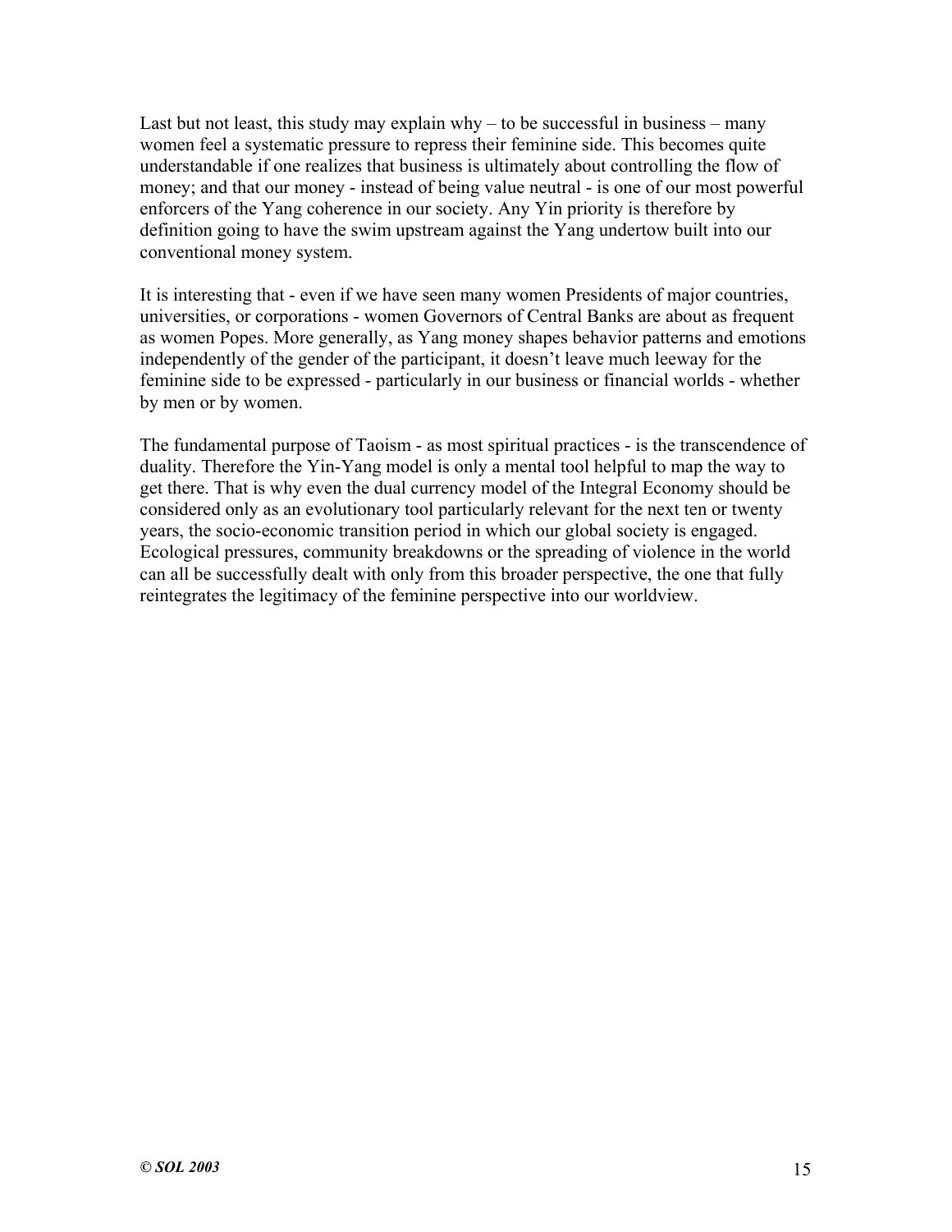Last but not least, this study may explain why – to be successful in business – many women feel a systematic pressure to repress their feminine side. This becomes quite understandable if one realizes that business is ultimately about controlling the flow of money; and that our money - instead of being value neutral - is one of our most powerful enforcers of the Yang coherence in our society. Any Yin priority is therefore by definition going to have the swim upstream against the Yang undertow built into our conventional money system.

It is interesting that - even if we have seen many women Presidents of major countries, universities, or corporations - women Governors of Central Banks are about as frequent as women Popes. More generally, as Yang money shapes behavior patterns and emotions independently of the gender of the participant, it doesn't leave much leeway for the feminine side to be expressed - particularly in our business or financial worlds - whether by men or by women.

The fundamental purpose of Taoism - as most spiritual practices - is the transcendence of duality. Therefore the Yin-Yang model is only a mental tool helpful to map the way to get there. That is why even the dual currency model of the Integral Economy should be considered only as an evolutionary tool particularly relevant for the next ten or twenty years, the socio-economic transition period in which our global society is engaged. Ecological pressures, community breakdowns or the spreading of violence in the world can all be successfully dealt with only from this broader perspective, the one that fully reintegrates the legitimacy of the feminine perspective into our worldview.